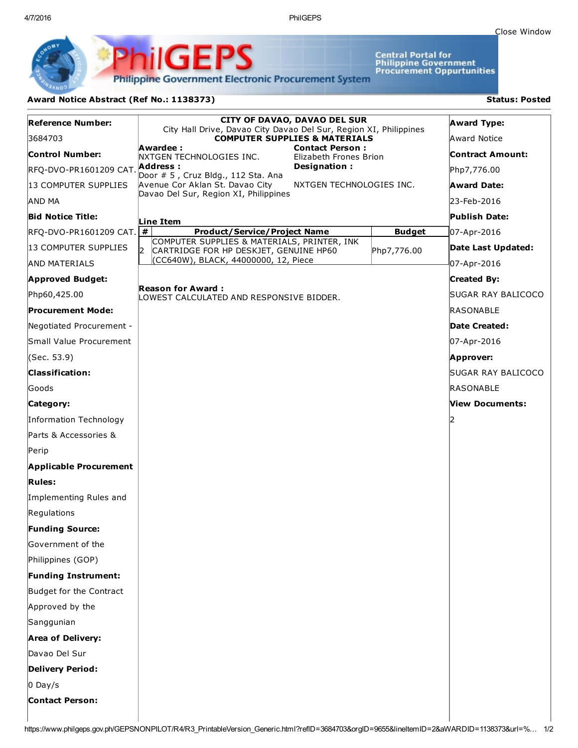Close Window

**PhilGEPS** Philippine Government Electronic Procurement System

Central Portal for Philippine Government Procurement Oppurtunities

## Award Notice Abstract (Ref No.: 1138373)

**Status: Posted**

**Reference Number:**
3684703

**Control Number:**
RFQ-DVO-PR1601209 CAT. 13 COMPUTER SUPPLIES AND MA

**Bid Notice Title:**
RFQ-DVO-PR1601209 CAT. 13 COMPUTER SUPPLIES AND MATERIALS

**Approved Budget:**
Php60,425.00

**Procurement Mode:**
Negotiated Procurement - Small Value Procurement (Sec. 53.9)

**Classification:**
Goods

**Category:**
Information Technology Parts & Accessories & Perip

**Applicable Procurement Rules:**
Implementing Rules and Regulations

**Funding Source:**
Government of the Philippines (GOP)

**Funding Instrument:**
Budget for the Contract Approved by the Sanggunian

**Area of Delivery:**
Davao Del Sur

**Delivery Period:**
0 Day/s

**Contact Person:**

---

**CITY OF DAVAO, DAVAO DEL SUR**
City Hall Drive, Davao City Davao Del Sur, Region XI, Philippines
**COMPUTER SUPPLIES & MATERIALS**

**Awardee :**
NXTGEN TECHNOLOGIES INC.

**Address :**
Door # 5 , Cruz Bldg., 112 Sta. Ana Avenue Cor Aklan St. Davao City Davao Del Sur, Region XI, Philippines

**Contact Person :**
Elizabeth Frones Brion

**Designation :**
NXTGEN TECHNOLOGIES INC.

**Line Item**

| # | Product/Service/Project Name | Budget |
|---|---|---|
| 2 | COMPUTER SUPPLIES & MATERIALS, PRINTER, INK CARTRIDGE FOR HP DESKJET, GENUINE HP60 (CC640W), BLACK, 44000000, 12, Piece | Php7,776.00 |

**Reason for Award :**
LOWEST CALCULATED AND RESPONSIVE BIDDER.

---

**Award Type:**
Award Notice

**Contract Amount:**
Php7,776.00

**Award Date:**
23-Feb-2016

**Publish Date:**
07-Apr-2016

**Date Last Updated:**
07-Apr-2016

**Created By:**
SUGAR RAY BALICOCO RASONABLE

**Date Created:**
07-Apr-2016

**Approver:**
SUGAR RAY BALICOCO RASONABLE

**View Documents:**
2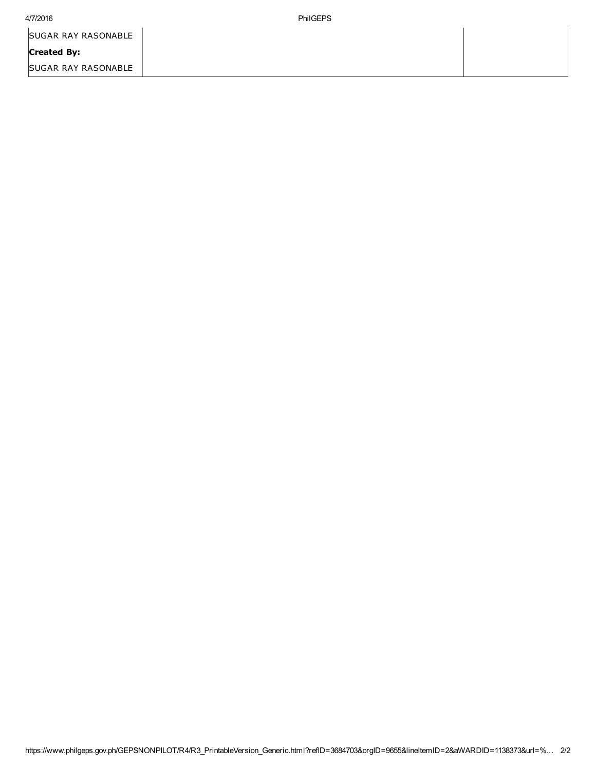| | | |
|---|---|---|
| SUGAR RAY RASONABLE | | |
| **Created By:** | | |
| SUGAR RAY RASONABLE | | |